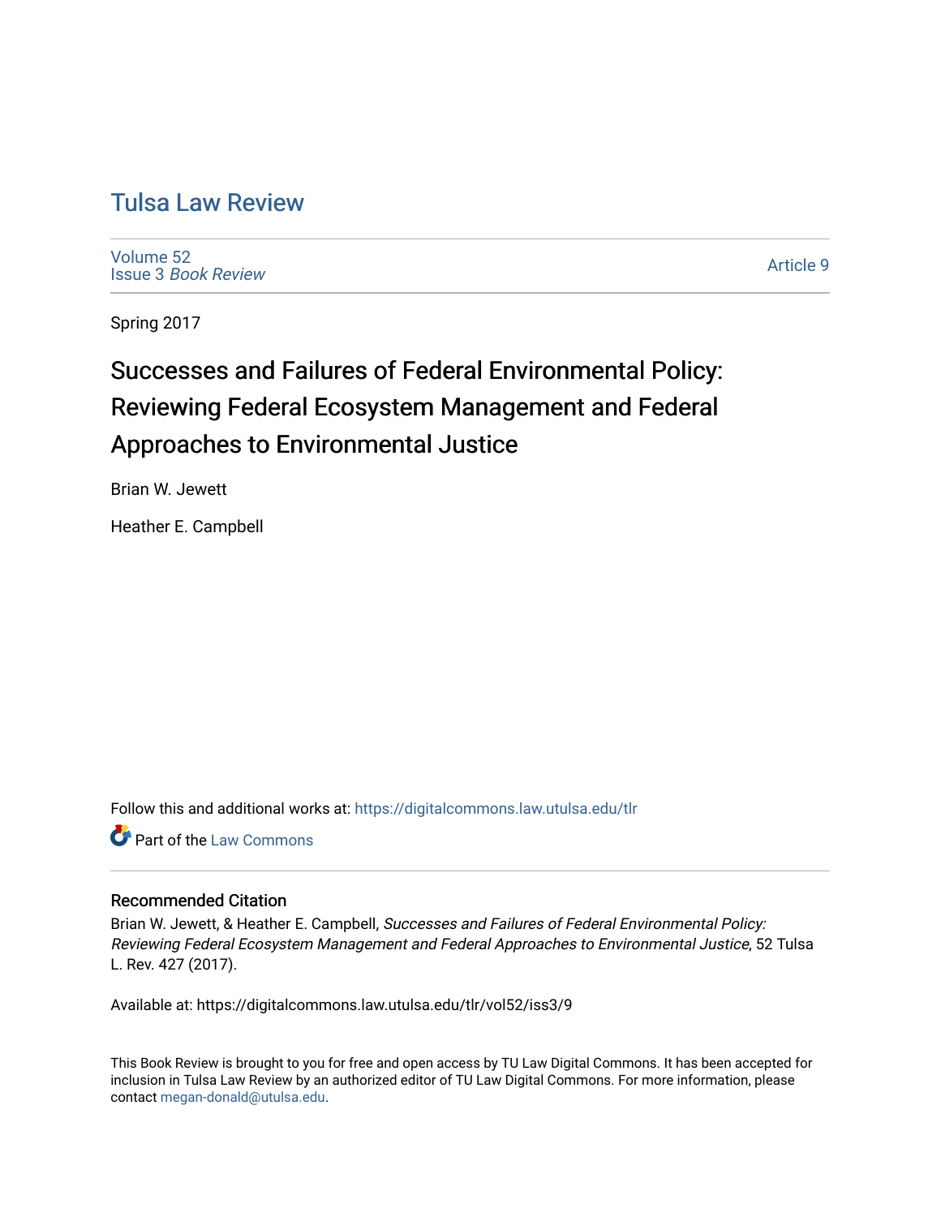# Tulsa Law Review

Volume 52
Issue 3 *Book Review*

Article 9

Spring 2017

## Successes and Failures of Federal Environmental Policy: Reviewing Federal Ecosystem Management and Federal Approaches to Environmental Justice

Brian W. Jewett

Heather E. Campbell

Follow this and additional works at: https://digitalcommons.law.utulsa.edu/tlr

Part of the Law Commons

### Recommended Citation

Brian W. Jewett, & Heather E. Campbell, *Successes and Failures of Federal Environmental Policy: Reviewing Federal Ecosystem Management and Federal Approaches to Environmental Justice*, 52 Tulsa L. Rev. 427 (2017).

Available at: https://digitalcommons.law.utulsa.edu/tlr/vol52/iss3/9

This Book Review is brought to you for free and open access by TU Law Digital Commons. It has been accepted for inclusion in Tulsa Law Review by an authorized editor of TU Law Digital Commons. For more information, please contact megan-donald@utulsa.edu.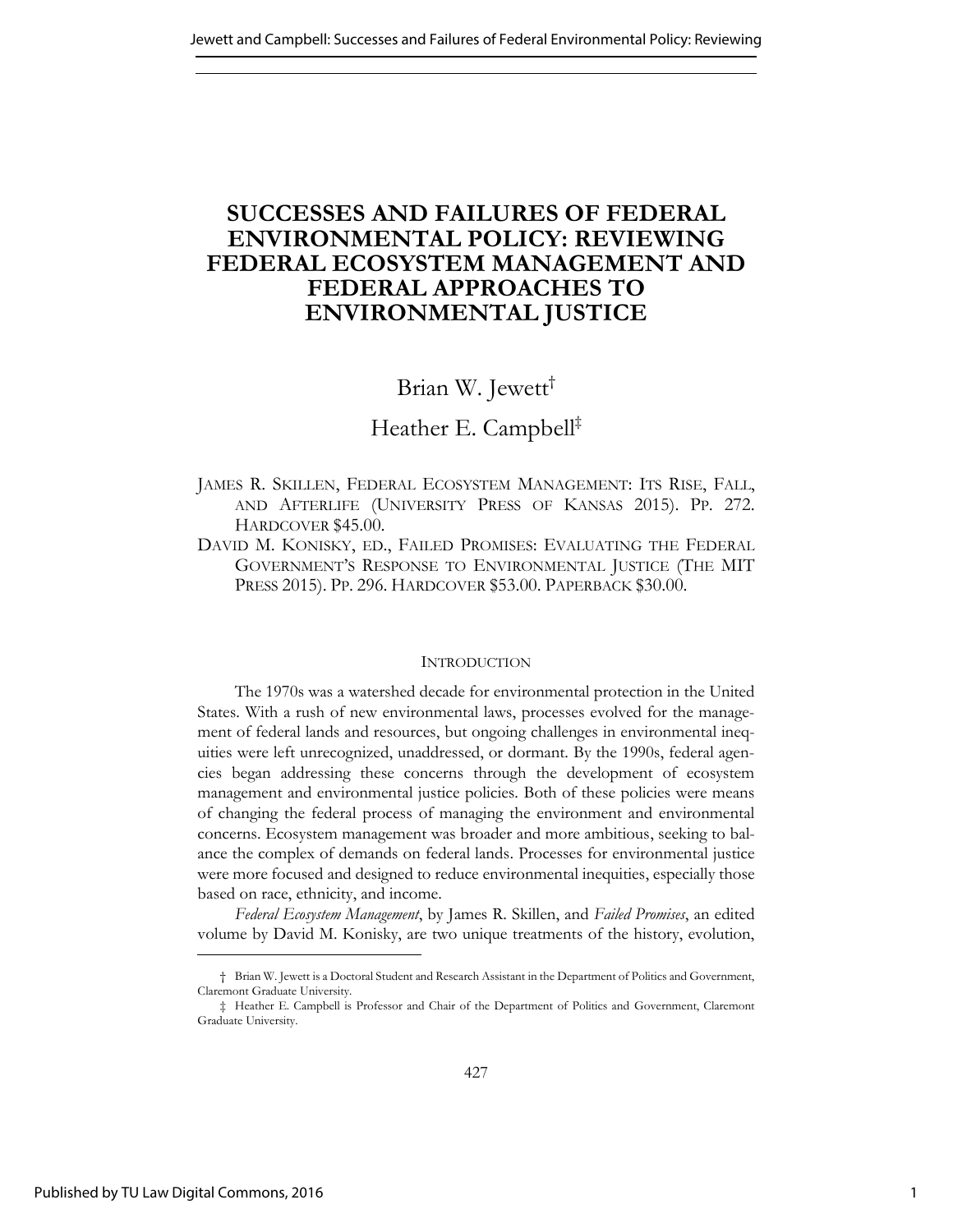# SUCCESSES AND FAILURES OF FEDERAL ENVIRONMENTAL POLICY: REVIEWING FEDERAL ECOSYSTEM MANAGEMENT AND FEDERAL APPROACHES TO ENVIRONMENTAL JUSTICE

Brian W. Jewett[†]

Heather E. Campbell[‡]

JAMES R. SKILLEN, FEDERAL ECOSYSTEM MANAGEMENT: ITS RISE, FALL, AND AFTERLIFE (UNIVERSITY PRESS OF KANSAS 2015). PP. 272. HARDCOVER $45.00.

DAVID M. KONISKY, ED., FAILED PROMISES: EVALUATING THE FEDERAL GOVERNMENT'S RESPONSE TO ENVIRONMENTAL JUSTICE (THE MIT PRESS 2015). PP. 296. HARDCOVER $53.00. PAPERBACK $30.00.

## INTRODUCTION

The 1970s was a watershed decade for environmental protection in the United States. With a rush of new environmental laws, processes evolved for the management of federal lands and resources, but ongoing challenges in environmental inequities were left unrecognized, unaddressed, or dormant. By the 1990s, federal agencies began addressing these concerns through the development of ecosystem management and environmental justice policies. Both of these policies were means of changing the federal process of managing the environment and environmental concerns. Ecosystem management was broader and more ambitious, seeking to balance the complex of demands on federal lands. Processes for environmental justice were more focused and designed to reduce environmental inequities, especially those based on race, ethnicity, and income.

*Federal Ecosystem Management*, by James R. Skillen, and *Failed Promises*, an edited volume by David M. Konisky, are two unique treatments of the history, evolution,

† Brian W. Jewett is a Doctoral Student and Research Assistant in the Department of Politics and Government, Claremont Graduate University.

‡ Heather E. Campbell is Professor and Chair of the Department of Politics and Government, Claremont Graduate University.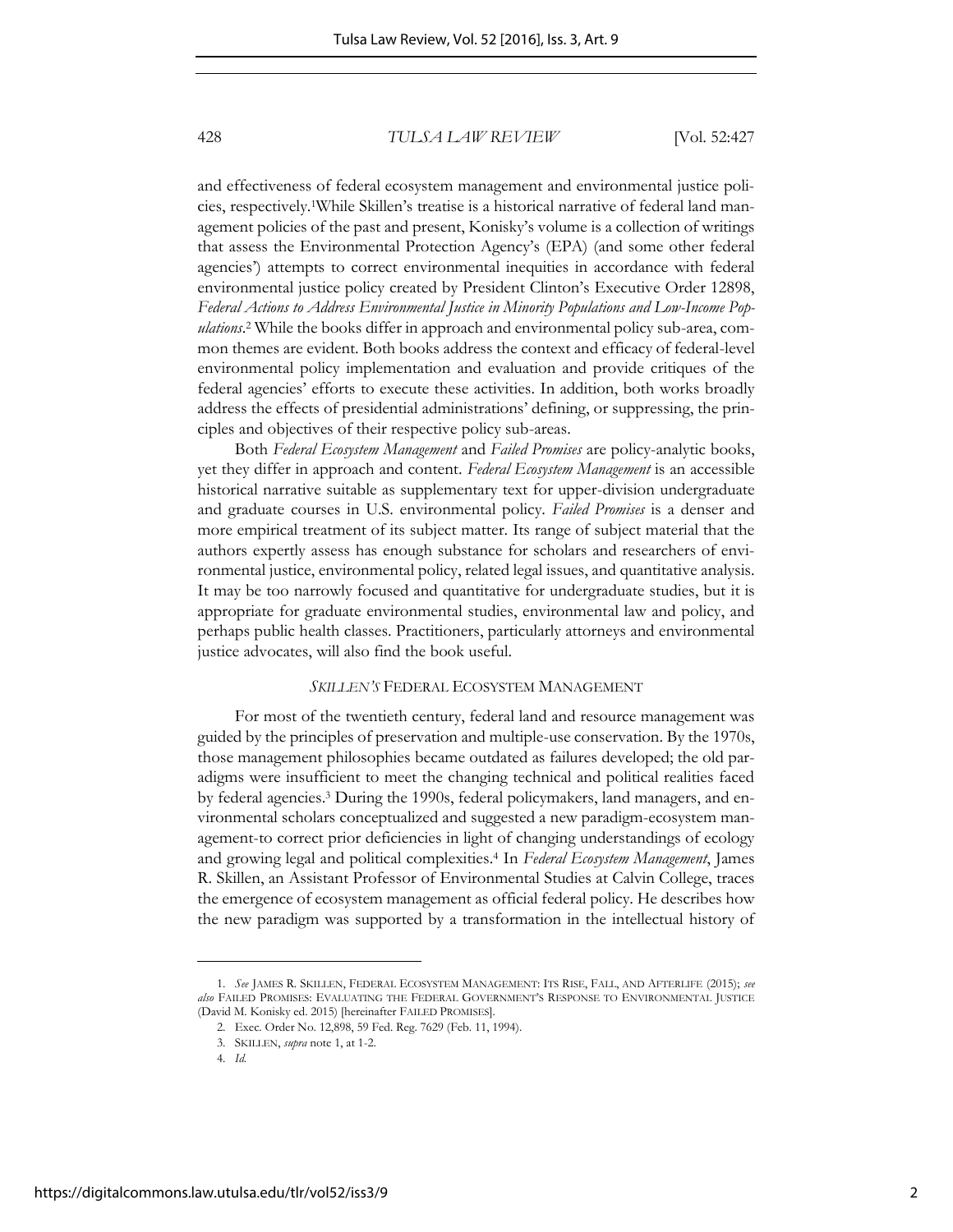and effectiveness of federal ecosystem management and environmental justice policies, respectively.[1] While Skillen's treatise is a historical narrative of federal land management policies of the past and present, Konisky's volume is a collection of writings that assess the Environmental Protection Agency's (EPA) (and some other federal agencies') attempts to correct environmental inequities in accordance with federal environmental justice policy created by President Clinton's Executive Order 12898, *Federal Actions to Address Environmental Justice in Minority Populations and Low-Income Populations*.[2] While the books differ in approach and environmental policy sub-area, common themes are evident. Both books address the context and efficacy of federal-level environmental policy implementation and evaluation and provide critiques of the federal agencies' efforts to execute these activities. In addition, both works broadly address the effects of presidential administrations' defining, or suppressing, the principles and objectives of their respective policy sub-areas.

Both *Federal Ecosystem Management* and *Failed Promises* are policy-analytic books, yet they differ in approach and content. *Federal Ecosystem Management* is an accessible historical narrative suitable as supplementary text for upper-division undergraduate and graduate courses in U.S. environmental policy. *Failed Promises* is a denser and more empirical treatment of its subject matter. Its range of subject material that the authors expertly assess has enough substance for scholars and researchers of environmental justice, environmental policy, related legal issues, and quantitative analysis. It may be too narrowly focused and quantitative for undergraduate studies, but it is appropriate for graduate environmental studies, environmental law and policy, and perhaps public health classes. Practitioners, particularly attorneys and environmental justice advocates, will also find the book useful.

## *SKILLEN'S* FEDERAL ECOSYSTEM MANAGEMENT

For most of the twentieth century, federal land and resource management was guided by the principles of preservation and multiple-use conservation. By the 1970s, those management philosophies became outdated as failures developed; the old paradigms were insufficient to meet the changing technical and political realities faced by federal agencies.[3] During the 1990s, federal policymakers, land managers, and environmental scholars conceptualized and suggested a new paradigm-ecosystem management-to correct prior deficiencies in light of changing understandings of ecology and growing legal and political complexities.[4] In *Federal Ecosystem Management*, James R. Skillen, an Assistant Professor of Environmental Studies at Calvin College, traces the emergence of ecosystem management as official federal policy. He describes how the new paradigm was supported by a transformation in the intellectual history of

---

1. *See* JAMES R. SKILLEN, FEDERAL ECOSYSTEM MANAGEMENT: ITS RISE, FALL, AND AFTERLIFE (2015); *see also* FAILED PROMISES: EVALUATING THE FEDERAL GOVERNMENT'S RESPONSE TO ENVIRONMENTAL JUSTICE (David M. Konisky ed. 2015) [hereinafter FAILED PROMISES].

2. Exec. Order No. 12,898, 59 Fed. Reg. 7629 (Feb. 11, 1994).

3. SKILLEN, *supra* note 1, at 1-2.

4. *Id.*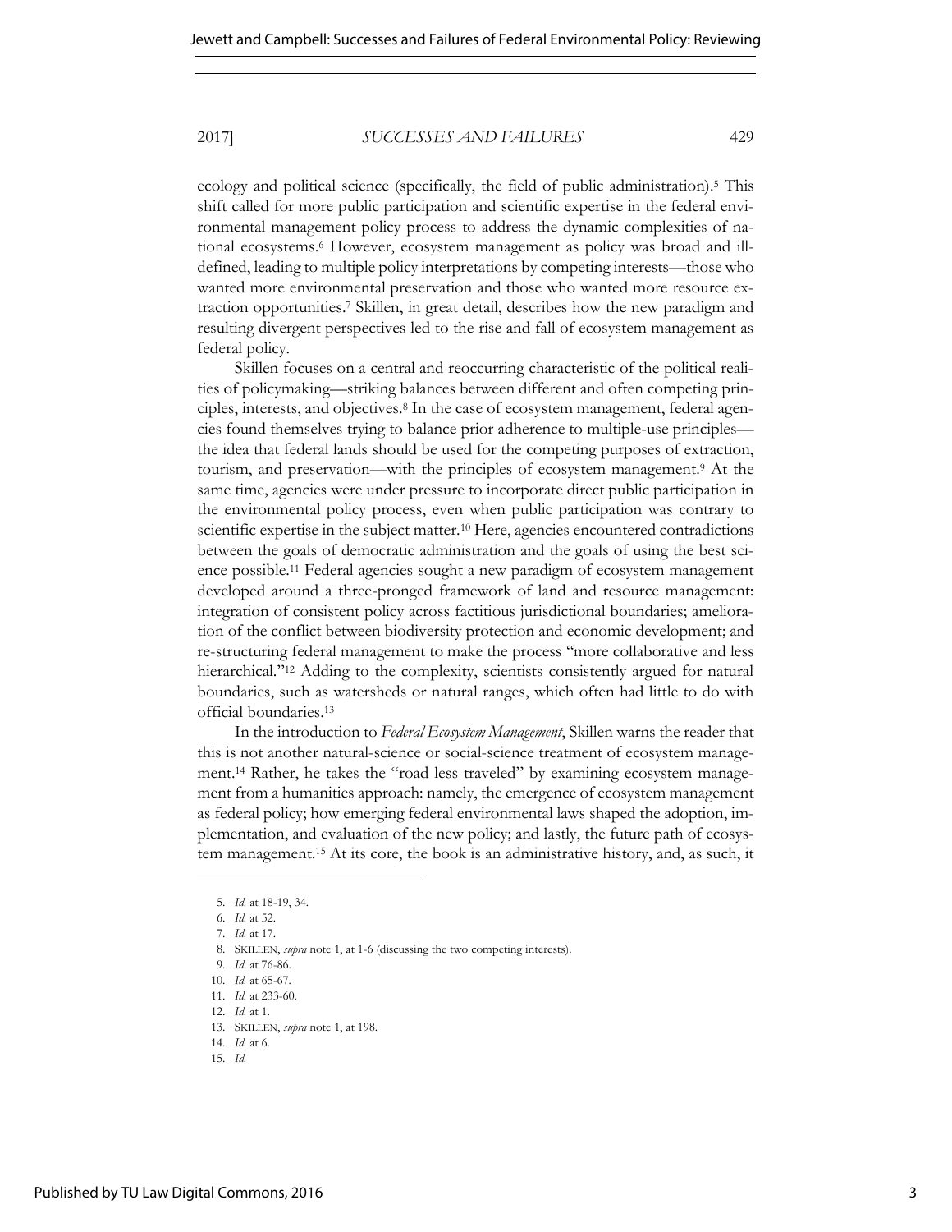ecology and political science (specifically, the field of public administration).[5] This shift called for more public participation and scientific expertise in the federal environmental management policy process to address the dynamic complexities of national ecosystems.[6] However, ecosystem management as policy was broad and ill-defined, leading to multiple policy interpretations by competing interests—those who wanted more environmental preservation and those who wanted more resource extraction opportunities.[7] Skillen, in great detail, describes how the new paradigm and resulting divergent perspectives led to the rise and fall of ecosystem management as federal policy.

Skillen focuses on a central and reoccurring characteristic of the political realities of policymaking—striking balances between different and often competing principles, interests, and objectives.[8] In the case of ecosystem management, federal agencies found themselves trying to balance prior adherence to multiple-use principles—the idea that federal lands should be used for the competing purposes of extraction, tourism, and preservation—with the principles of ecosystem management.[9] At the same time, agencies were under pressure to incorporate direct public participation in the environmental policy process, even when public participation was contrary to scientific expertise in the subject matter.[10] Here, agencies encountered contradictions between the goals of democratic administration and the goals of using the best science possible.[11] Federal agencies sought a new paradigm of ecosystem management developed around a three-pronged framework of land and resource management: integration of consistent policy across factitious jurisdictional boundaries; amelioration of the conflict between biodiversity protection and economic development; and re-structuring federal management to make the process "more collaborative and less hierarchical."[12] Adding to the complexity, scientists consistently argued for natural boundaries, such as watersheds or natural ranges, which often had little to do with official boundaries.[13]

In the introduction to *Federal Ecosystem Management*, Skillen warns the reader that this is not another natural-science or social-science treatment of ecosystem management.[14] Rather, he takes the "road less traveled" by examining ecosystem management from a humanities approach: namely, the emergence of ecosystem management as federal policy; how emerging federal environmental laws shaped the adoption, implementation, and evaluation of the new policy; and lastly, the future path of ecosystem management.[15] At its core, the book is an administrative history, and, as such, it

5. *Id.* at 18-19, 34.
6. *Id.* at 52.
7. *Id.* at 17.
8. SKILLEN, *supra* note 1, at 1-6 (discussing the two competing interests).
9. *Id.* at 76-86.
10. *Id.* at 65-67.
11. *Id.* at 233-60.
12. *Id.* at 1.
13. SKILLEN, *supra* note 1, at 198.
14. *Id.* at 6.
15. *Id.*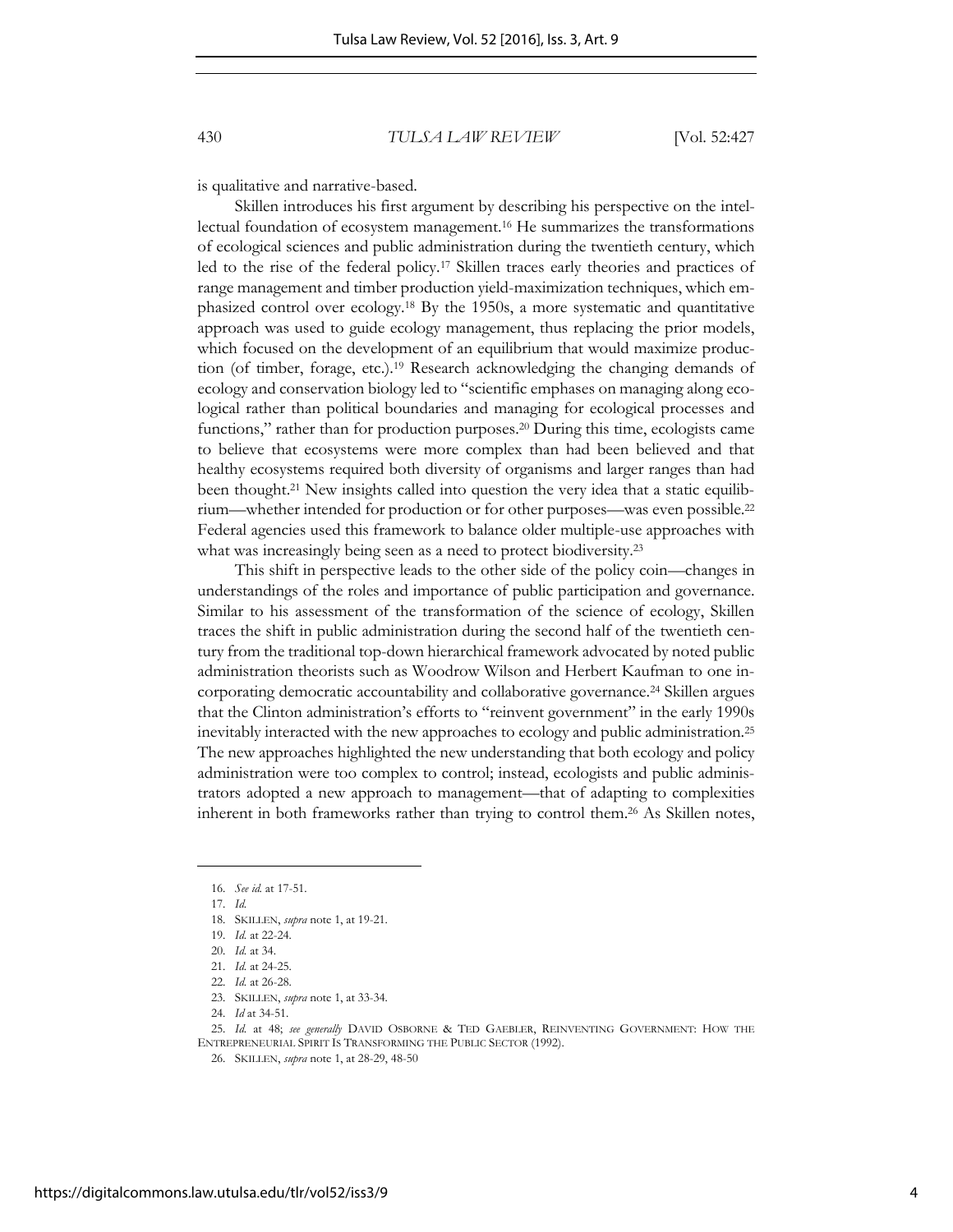is qualitative and narrative-based.

Skillen introduces his first argument by describing his perspective on the intellectual foundation of ecosystem management.[16] He summarizes the transformations of ecological sciences and public administration during the twentieth century, which led to the rise of the federal policy.[17] Skillen traces early theories and practices of range management and timber production yield-maximization techniques, which emphasized control over ecology.[18] By the 1950s, a more systematic and quantitative approach was used to guide ecology management, thus replacing the prior models, which focused on the development of an equilibrium that would maximize production (of timber, forage, etc.).[19] Research acknowledging the changing demands of ecology and conservation biology led to "scientific emphases on managing along ecological rather than political boundaries and managing for ecological processes and functions," rather than for production purposes.[20] During this time, ecologists came to believe that ecosystems were more complex than had been believed and that healthy ecosystems required both diversity of organisms and larger ranges than had been thought.[21] New insights called into question the very idea that a static equilibrium—whether intended for production or for other purposes—was even possible.[22] Federal agencies used this framework to balance older multiple-use approaches with what was increasingly being seen as a need to protect biodiversity.[23]

This shift in perspective leads to the other side of the policy coin—changes in understandings of the roles and importance of public participation and governance. Similar to his assessment of the transformation of the science of ecology, Skillen traces the shift in public administration during the second half of the twentieth century from the traditional top-down hierarchical framework advocated by noted public administration theorists such as Woodrow Wilson and Herbert Kaufman to one incorporating democratic accountability and collaborative governance.[24] Skillen argues that the Clinton administration's efforts to "reinvent government" in the early 1990s inevitably interacted with the new approaches to ecology and public administration.[25] The new approaches highlighted the new understanding that both ecology and policy administration were too complex to control; instead, ecologists and public administrators adopted a new approach to management—that of adapting to complexities inherent in both frameworks rather than trying to control them.[26] As Skillen notes,

---

16. *See id.* at 17-51.

17. *Id.*

18. SKILLEN, *supra* note 1, at 19-21.

19. *Id.* at 22-24.

20. *Id.* at 34.

21. *Id.* at 24-25.

22. *Id.* at 26-28.

23. SKILLEN, *supra* note 1, at 33-34.

24. *Id* at 34-51.

25. *Id.* at 48; *see generally* DAVID OSBORNE & TED GAEBLER, REINVENTING GOVERNMENT: HOW THE ENTREPRENEURIAL SPIRIT IS TRANSFORMING THE PUBLIC SECTOR (1992).

26. SKILLEN, *supra* note 1, at 28-29, 48-50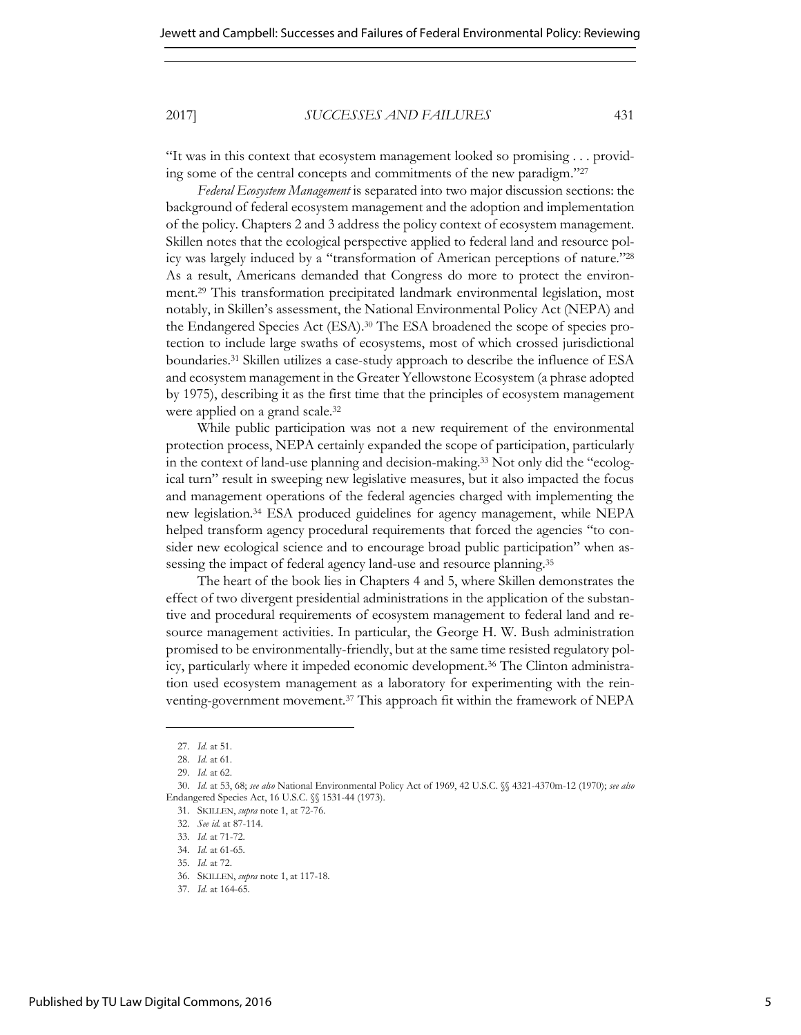"It was in this context that ecosystem management looked so promising . . . providing some of the central concepts and commitments of the new paradigm."[27]

*Federal Ecosystem Management* is separated into two major discussion sections: the background of federal ecosystem management and the adoption and implementation of the policy. Chapters 2 and 3 address the policy context of ecosystem management. Skillen notes that the ecological perspective applied to federal land and resource policy was largely induced by a "transformation of American perceptions of nature."[28] As a result, Americans demanded that Congress do more to protect the environment.[29] This transformation precipitated landmark environmental legislation, most notably, in Skillen's assessment, the National Environmental Policy Act (NEPA) and the Endangered Species Act (ESA).[30] The ESA broadened the scope of species protection to include large swaths of ecosystems, most of which crossed jurisdictional boundaries.[31] Skillen utilizes a case-study approach to describe the influence of ESA and ecosystem management in the Greater Yellowstone Ecosystem (a phrase adopted by 1975), describing it as the first time that the principles of ecosystem management were applied on a grand scale.[32]

While public participation was not a new requirement of the environmental protection process, NEPA certainly expanded the scope of participation, particularly in the context of land-use planning and decision-making.[33] Not only did the "ecological turn" result in sweeping new legislative measures, but it also impacted the focus and management operations of the federal agencies charged with implementing the new legislation.[34] ESA produced guidelines for agency management, while NEPA helped transform agency procedural requirements that forced the agencies "to consider new ecological science and to encourage broad public participation" when assessing the impact of federal agency land-use and resource planning.[35]

The heart of the book lies in Chapters 4 and 5, where Skillen demonstrates the effect of two divergent presidential administrations in the application of the substantive and procedural requirements of ecosystem management to federal land and resource management activities. In particular, the George H. W. Bush administration promised to be environmentally-friendly, but at the same time resisted regulatory policy, particularly where it impeded economic development.[36] The Clinton administration used ecosystem management as a laboratory for experimenting with the reinventing-government movement.[37] This approach fit within the framework of NEPA

---

27. *Id.* at 51.
28. *Id.* at 61.
29. *Id.* at 62.
30. *Id.* at 53, 68; *see also* National Environmental Policy Act of 1969, 42 U.S.C. §§ 4321-4370m-12 (1970); *see also* Endangered Species Act, 16 U.S.C. §§ 1531-44 (1973).
31. SKILLEN, *supra* note 1, at 72-76.
32. *See id.* at 87-114.
33. *Id.* at 71-72.
34. *Id.* at 61-65.
35. *Id.* at 72.
36. SKILLEN, *supra* note 1, at 117-18.
37. *Id.* at 164-65.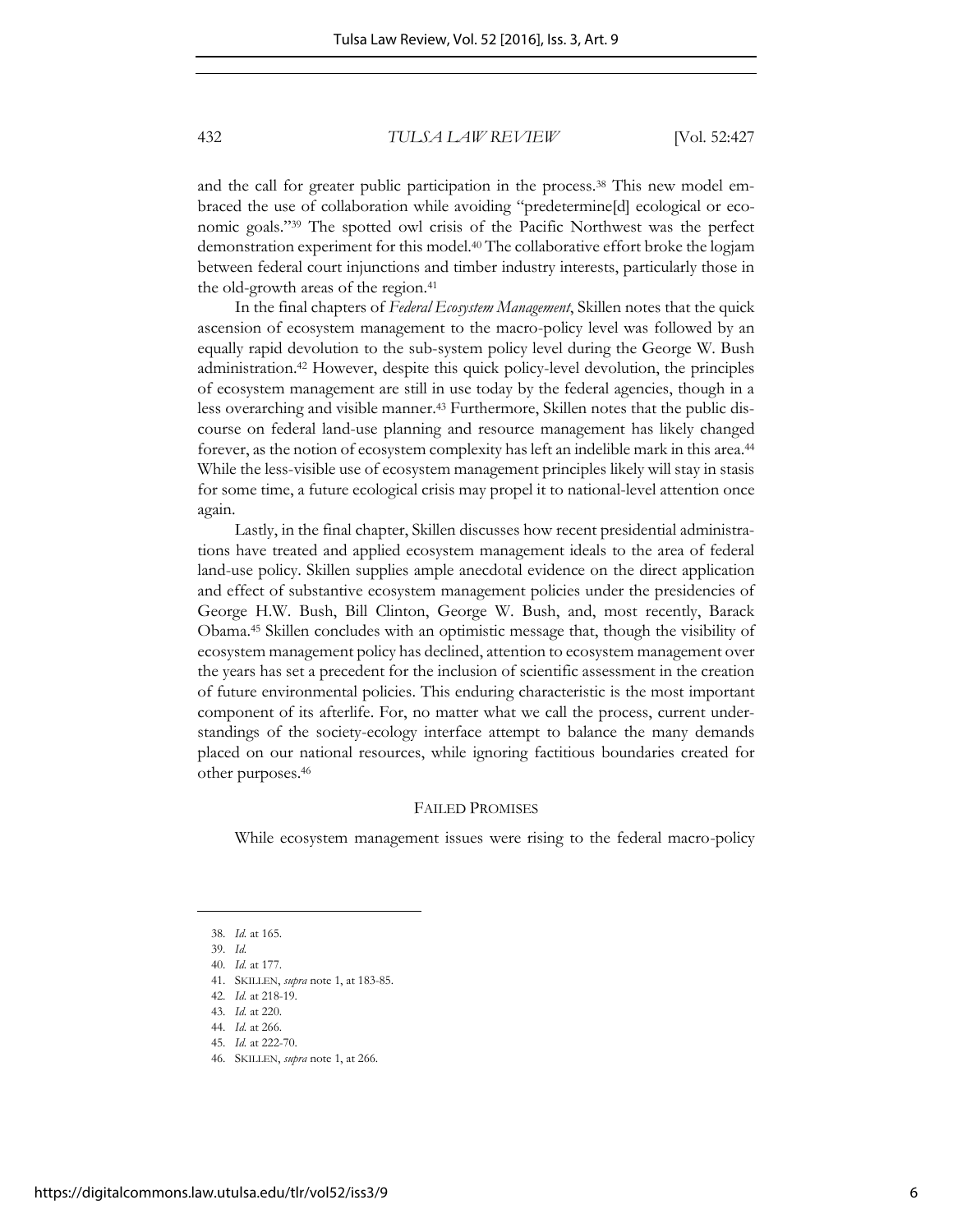and the call for greater public participation in the process.[38] This new model embraced the use of collaboration while avoiding "predetermine[d] ecological or economic goals."[39] The spotted owl crisis of the Pacific Northwest was the perfect demonstration experiment for this model.[40] The collaborative effort broke the logjam between federal court injunctions and timber industry interests, particularly those in the old-growth areas of the region.[41]

In the final chapters of *Federal Ecosystem Management*, Skillen notes that the quick ascension of ecosystem management to the macro-policy level was followed by an equally rapid devolution to the sub-system policy level during the George W. Bush administration.[42] However, despite this quick policy-level devolution, the principles of ecosystem management are still in use today by the federal agencies, though in a less overarching and visible manner.[43] Furthermore, Skillen notes that the public discourse on federal land-use planning and resource management has likely changed forever, as the notion of ecosystem complexity has left an indelible mark in this area.[44] While the less-visible use of ecosystem management principles likely will stay in stasis for some time, a future ecological crisis may propel it to national-level attention once again.

Lastly, in the final chapter, Skillen discusses how recent presidential administrations have treated and applied ecosystem management ideals to the area of federal land-use policy. Skillen supplies ample anecdotal evidence on the direct application and effect of substantive ecosystem management policies under the presidencies of George H.W. Bush, Bill Clinton, George W. Bush, and, most recently, Barack Obama.[45] Skillen concludes with an optimistic message that, though the visibility of ecosystem management policy has declined, attention to ecosystem management over the years has set a precedent for the inclusion of scientific assessment in the creation of future environmental policies. This enduring characteristic is the most important component of its afterlife. For, no matter what we call the process, current understandings of the society-ecology interface attempt to balance the many demands placed on our national resources, while ignoring factitious boundaries created for other purposes.[46]

## FAILED PROMISES

While ecosystem management issues were rising to the federal macro-policy

---

38. *Id.* at 165.
39. *Id.*
40. *Id.* at 177.
41. SKILLEN, *supra* note 1, at 183-85.
42. *Id.* at 218-19.
43. *Id.* at 220.
44. *Id.* at 266.
45. *Id.* at 222-70.
46. SKILLEN, *supra* note 1, at 266.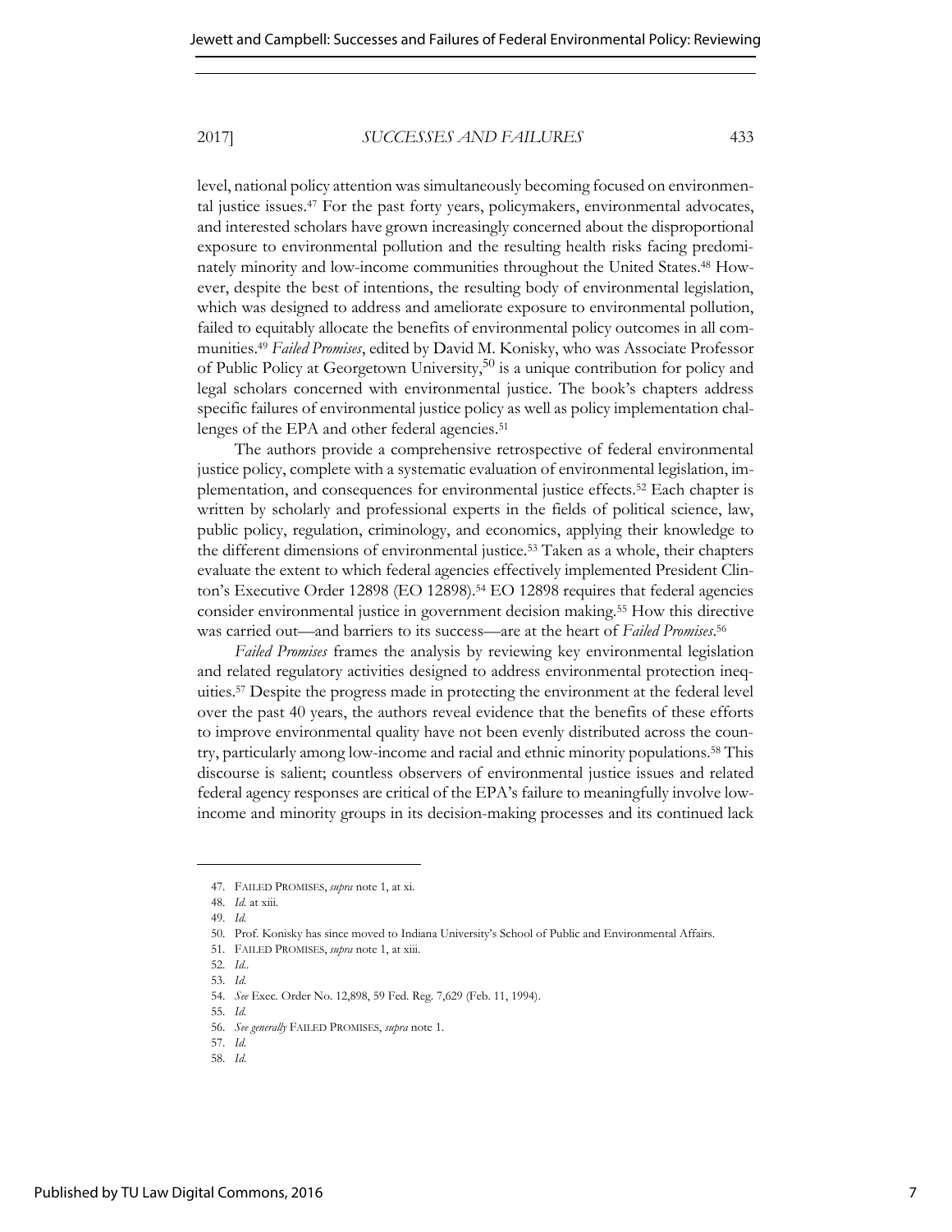level, national policy attention was simultaneously becoming focused on environmental justice issues.[47] For the past forty years, policymakers, environmental advocates, and interested scholars have grown increasingly concerned about the disproportional exposure to environmental pollution and the resulting health risks facing predominately minority and low-income communities throughout the United States.[48] However, despite the best of intentions, the resulting body of environmental legislation, which was designed to address and ameliorate exposure to environmental pollution, failed to equitably allocate the benefits of environmental policy outcomes in all communities.[49] *Failed Promises*, edited by David M. Konisky, who was Associate Professor of Public Policy at Georgetown University,[50] is a unique contribution for policy and legal scholars concerned with environmental justice. The book's chapters address specific failures of environmental justice policy as well as policy implementation challenges of the EPA and other federal agencies.[51]

The authors provide a comprehensive retrospective of federal environmental justice policy, complete with a systematic evaluation of environmental legislation, implementation, and consequences for environmental justice effects.[52] Each chapter is written by scholarly and professional experts in the fields of political science, law, public policy, regulation, criminology, and economics, applying their knowledge to the different dimensions of environmental justice.[53] Taken as a whole, their chapters evaluate the extent to which federal agencies effectively implemented President Clinton's Executive Order 12898 (EO 12898).[54] EO 12898 requires that federal agencies consider environmental justice in government decision making.[55] How this directive was carried out—and barriers to its success—are at the heart of *Failed Promises*.[56]

*Failed Promises* frames the analysis by reviewing key environmental legislation and related regulatory activities designed to address environmental protection inequities.[57] Despite the progress made in protecting the environment at the federal level over the past 40 years, the authors reveal evidence that the benefits of these efforts to improve environmental quality have not been evenly distributed across the country, particularly among low-income and racial and ethnic minority populations.[58] This discourse is salient; countless observers of environmental justice issues and related federal agency responses are critical of the EPA's failure to meaningfully involve low-income and minority groups in its decision-making processes and its continued lack

---

47. FAILED PROMISES, *supra* note 1, at xi.
48. *Id.* at xiii.
49. *Id.*
50. Prof. Konisky has since moved to Indiana University's School of Public and Environmental Affairs.
51. FAILED PROMISES, *supra* note 1, at xiii.
52. *Id.*.
53. *Id.*
54. *See* Exec. Order No. 12,898, 59 Fed. Reg. 7,629 (Feb. 11, 1994).
55. *Id.*
56. *See generally* FAILED PROMISES, *supra* note 1.
57. *Id.*
58. *Id.*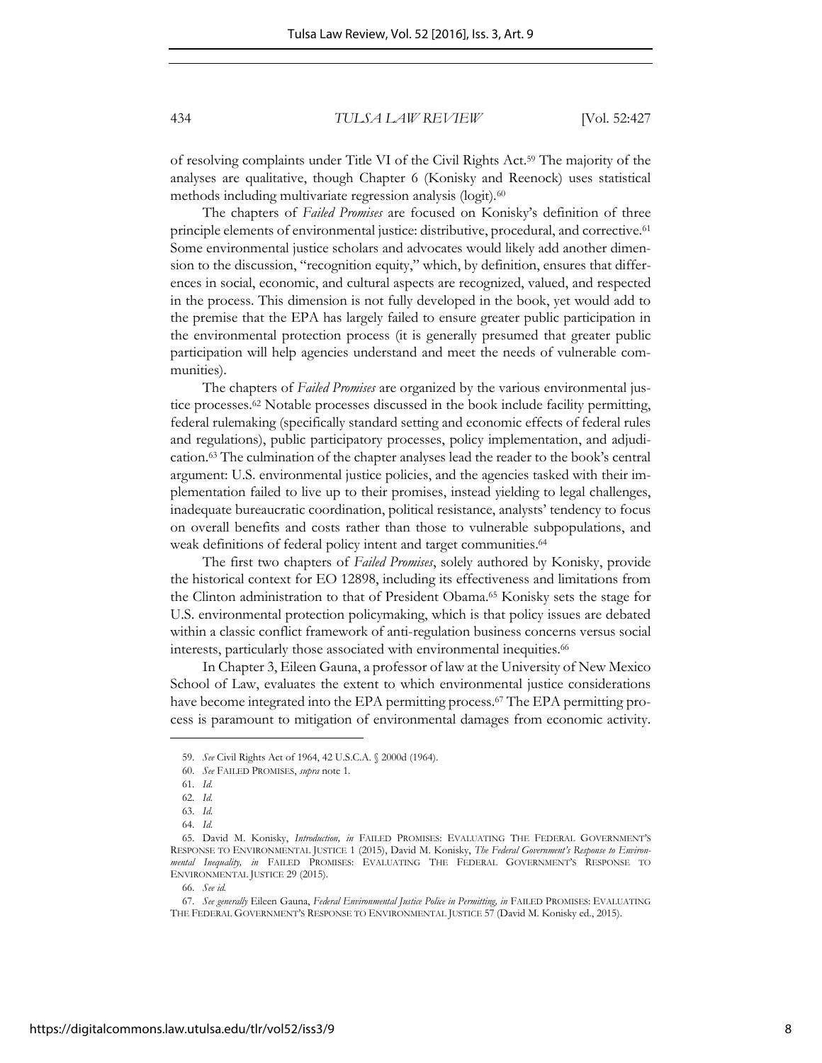of resolving complaints under Title VI of the Civil Rights Act.[59] The majority of the analyses are qualitative, though Chapter 6 (Konisky and Reenock) uses statistical methods including multivariate regression analysis (logit).[60]

The chapters of *Failed Promises* are focused on Konisky's definition of three principle elements of environmental justice: distributive, procedural, and corrective.[61] Some environmental justice scholars and advocates would likely add another dimension to the discussion, "recognition equity," which, by definition, ensures that differences in social, economic, and cultural aspects are recognized, valued, and respected in the process. This dimension is not fully developed in the book, yet would add to the premise that the EPA has largely failed to ensure greater public participation in the environmental protection process (it is generally presumed that greater public participation will help agencies understand and meet the needs of vulnerable communities).

The chapters of *Failed Promises* are organized by the various environmental justice processes.[62] Notable processes discussed in the book include facility permitting, federal rulemaking (specifically standard setting and economic effects of federal rules and regulations), public participatory processes, policy implementation, and adjudication.[63] The culmination of the chapter analyses lead the reader to the book's central argument: U.S. environmental justice policies, and the agencies tasked with their implementation failed to live up to their promises, instead yielding to legal challenges, inadequate bureaucratic coordination, political resistance, analysts' tendency to focus on overall benefits and costs rather than those to vulnerable subpopulations, and weak definitions of federal policy intent and target communities.[64]

The first two chapters of *Failed Promises*, solely authored by Konisky, provide the historical context for EO 12898, including its effectiveness and limitations from the Clinton administration to that of President Obama.[65] Konisky sets the stage for U.S. environmental protection policymaking, which is that policy issues are debated within a classic conflict framework of anti-regulation business concerns versus social interests, particularly those associated with environmental inequities.[66]

In Chapter 3, Eileen Gauna, a professor of law at the University of New Mexico School of Law, evaluates the extent to which environmental justice considerations have become integrated into the EPA permitting process.[67] The EPA permitting process is paramount to mitigation of environmental damages from economic activity.

---

59. *See* Civil Rights Act of 1964, 42 U.S.C.A. § 2000d (1964).

60. *See* FAILED PROMISES, *supra* note 1.

61. *Id.*

62. *Id.*

63. *Id.*

64. *Id.*

65. David M. Konisky, *Introduction, in* FAILED PROMISES: EVALUATING THE FEDERAL GOVERNMENT'S RESPONSE TO ENVIRONMENTAL JUSTICE 1 (2015), David M. Konisky, *The Federal Government's Response to Environmental Inequality, in* FAILED PROMISES: EVALUATING THE FEDERAL GOVERNMENT'S RESPONSE TO ENVIRONMENTAL JUSTICE 29 (2015).

66. *See id.*

67. *See generally* Eileen Gauna, *Federal Environmental Justice Police in Permitting, in* FAILED PROMISES: EVALUATING THE FEDERAL GOVERNMENT'S RESPONSE TO ENVIRONMENTAL JUSTICE 57 (David M. Konisky ed., 2015).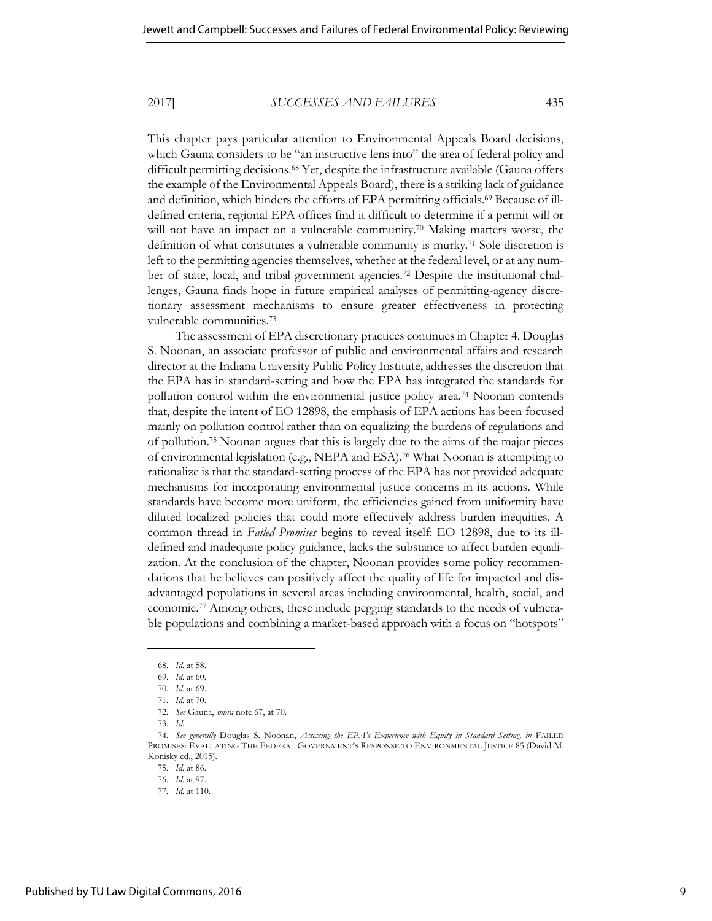This chapter pays particular attention to Environmental Appeals Board decisions, which Gauna considers to be "an instructive lens into" the area of federal policy and difficult permitting decisions.[68] Yet, despite the infrastructure available (Gauna offers the example of the Environmental Appeals Board), there is a striking lack of guidance and definition, which hinders the efforts of EPA permitting officials.[69] Because of ill-defined criteria, regional EPA offices find it difficult to determine if a permit will or will not have an impact on a vulnerable community.[70] Making matters worse, the definition of what constitutes a vulnerable community is murky.[71] Sole discretion is left to the permitting agencies themselves, whether at the federal level, or at any number of state, local, and tribal government agencies.[72] Despite the institutional challenges, Gauna finds hope in future empirical analyses of permitting-agency discretionary assessment mechanisms to ensure greater effectiveness in protecting vulnerable communities.[73]

The assessment of EPA discretionary practices continues in Chapter 4. Douglas S. Noonan, an associate professor of public and environmental affairs and research director at the Indiana University Public Policy Institute, addresses the discretion that the EPA has in standard-setting and how the EPA has integrated the standards for pollution control within the environmental justice policy area.[74] Noonan contends that, despite the intent of EO 12898, the emphasis of EPA actions has been focused mainly on pollution control rather than on equalizing the burdens of regulations and of pollution.[75] Noonan argues that this is largely due to the aims of the major pieces of environmental legislation (e.g., NEPA and ESA).[76] What Noonan is attempting to rationalize is that the standard-setting process of the EPA has not provided adequate mechanisms for incorporating environmental justice concerns in its actions. While standards have become more uniform, the efficiencies gained from uniformity have diluted localized policies that could more effectively address burden inequities. A common thread in *Failed Promises* begins to reveal itself: EO 12898, due to its ill-defined and inadequate policy guidance, lacks the substance to affect burden equalization. At the conclusion of the chapter, Noonan provides some policy recommendations that he believes can positively affect the quality of life for impacted and disadvantaged populations in several areas including environmental, health, social, and economic.[77] Among others, these include pegging standards to the needs of vulnerable populations and combining a market-based approach with a focus on "hotspots"

---

68. *Id.* at 58.

69. *Id.* at 60.

70. *Id.* at 69.

71. *Id.* at 70.

72. *See* Gauna, *supra* note 67, at 70.

73. *Id.*

74. *See generally* Douglas S. Noonan, *Assessing the EPA's Experience with Equity in Standard Setting, in* FAILED PROMISES: EVALUATING THE FEDERAL GOVERNMENT'S RESPONSE TO ENVIRONMENTAL JUSTICE 85 (David M. Konisky ed., 2015).

75. *Id.* at 86.

76. *Id.* at 97.

77. *Id.* at 110.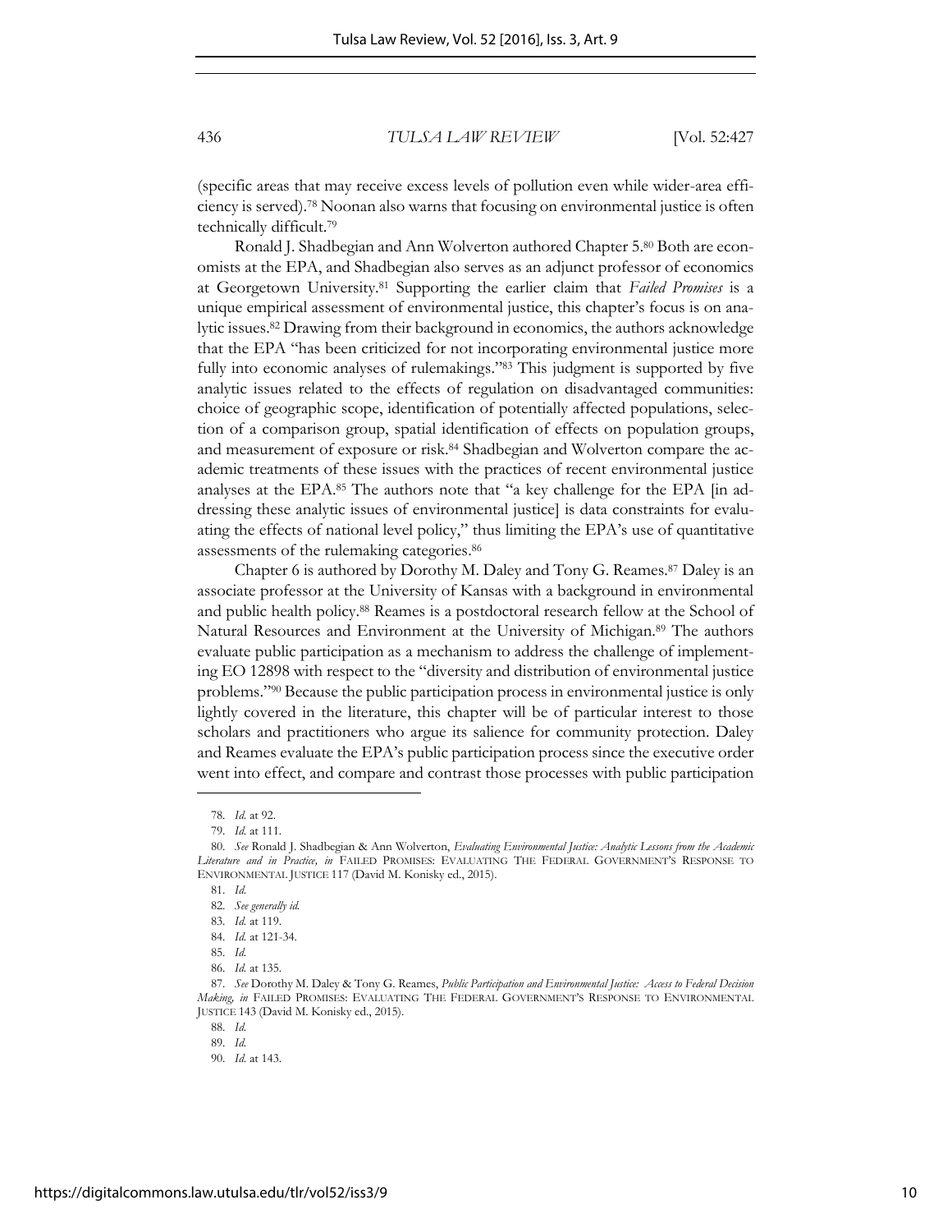(specific areas that may receive excess levels of pollution even while wider-area efficiency is served).[78] Noonan also warns that focusing on environmental justice is often technically difficult.[79]

Ronald J. Shadbegian and Ann Wolverton authored Chapter 5.[80] Both are economists at the EPA, and Shadbegian also serves as an adjunct professor of economics at Georgetown University.[81] Supporting the earlier claim that *Failed Promises* is a unique empirical assessment of environmental justice, this chapter's focus is on analytic issues.[82] Drawing from their background in economics, the authors acknowledge that the EPA "has been criticized for not incorporating environmental justice more fully into economic analyses of rulemakings."[83] This judgment is supported by five analytic issues related to the effects of regulation on disadvantaged communities: choice of geographic scope, identification of potentially affected populations, selection of a comparison group, spatial identification of effects on population groups, and measurement of exposure or risk.[84] Shadbegian and Wolverton compare the academic treatments of these issues with the practices of recent environmental justice analyses at the EPA.[85] The authors note that "a key challenge for the EPA [in addressing these analytic issues of environmental justice] is data constraints for evaluating the effects of national level policy," thus limiting the EPA's use of quantitative assessments of the rulemaking categories.[86]

Chapter 6 is authored by Dorothy M. Daley and Tony G. Reames.[87] Daley is an associate professor at the University of Kansas with a background in environmental and public health policy.[88] Reames is a postdoctoral research fellow at the School of Natural Resources and Environment at the University of Michigan.[89] The authors evaluate public participation as a mechanism to address the challenge of implementing EO 12898 with respect to the "diversity and distribution of environmental justice problems."[90] Because the public participation process in environmental justice is only lightly covered in the literature, this chapter will be of particular interest to those scholars and practitioners who argue its salience for community protection. Daley and Reames evaluate the EPA's public participation process since the executive order went into effect, and compare and contrast those processes with public participation

---

78. *Id.* at 92.

79. *Id.* at 111.

80. *See* Ronald J. Shadbegian & Ann Wolverton, *Evaluating Environmental Justice: Analytic Lessons from the Academic Literature and in Practice*, *in* FAILED PROMISES: EVALUATING THE FEDERAL GOVERNMENT'S RESPONSE TO ENVIRONMENTAL JUSTICE 117 (David M. Konisky ed., 2015).

81. *Id.*

82. *See generally id.*

83. *Id.* at 119.

84. *Id.* at 121-34.

85. *Id.*

86. *Id.* at 135.

87. *See* Dorothy M. Daley & Tony G. Reames, *Public Participation and Environmental Justice: Access to Federal Decision Making*, *in* FAILED PROMISES: EVALUATING THE FEDERAL GOVERNMENT'S RESPONSE TO ENVIRONMENTAL JUSTICE 143 (David M. Konisky ed., 2015).

88. *Id.*

89. *Id.*

90. *Id.* at 143.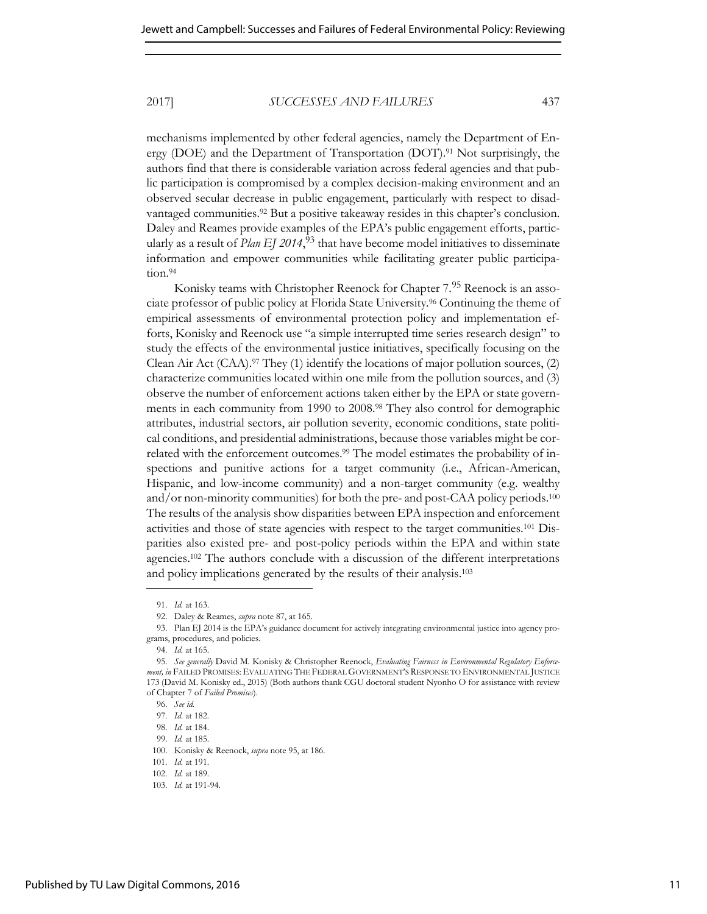mechanisms implemented by other federal agencies, namely the Department of Energy (DOE) and the Department of Transportation (DOT).[91] Not surprisingly, the authors find that there is considerable variation across federal agencies and that public participation is compromised by a complex decision-making environment and an observed secular decrease in public engagement, particularly with respect to disadvantaged communities.[92] But a positive takeaway resides in this chapter's conclusion. Daley and Reames provide examples of the EPA's public engagement efforts, particularly as a result of *Plan EJ 2014*,[93] that have become model initiatives to disseminate information and empower communities while facilitating greater public participation.[94]

Konisky teams with Christopher Reenock for Chapter 7.[95] Reenock is an associate professor of public policy at Florida State University.[96] Continuing the theme of empirical assessments of environmental protection policy and implementation efforts, Konisky and Reenock use "a simple interrupted time series research design" to study the effects of the environmental justice initiatives, specifically focusing on the Clean Air Act (CAA).[97] They (1) identify the locations of major pollution sources, (2) characterize communities located within one mile from the pollution sources, and (3) observe the number of enforcement actions taken either by the EPA or state governments in each community from 1990 to 2008.[98] They also control for demographic attributes, industrial sectors, air pollution severity, economic conditions, state political conditions, and presidential administrations, because those variables might be correlated with the enforcement outcomes.[99] The model estimates the probability of inspections and punitive actions for a target community (i.e., African-American, Hispanic, and low-income community) and a non-target community (e.g. wealthy and/or non-minority communities) for both the pre- and post-CAA policy periods.[100] The results of the analysis show disparities between EPA inspection and enforcement activities and those of state agencies with respect to the target communities.[101] Disparities also existed pre- and post-policy periods within the EPA and within state agencies.[102] The authors conclude with a discussion of the different interpretations and policy implications generated by the results of their analysis.[103]

---

91. *Id.* at 163.
92. Daley & Reames, *supra* note 87, at 165.
93. Plan EJ 2014 is the EPA's guidance document for actively integrating environmental justice into agency programs, procedures, and policies.
94. *Id.* at 165.
95. *See generally* David M. Konisky & Christopher Reenock, *Evaluating Fairness in Environmental Regulatory Enforcement*, *in* FAILED PROMISES: EVALUATING THE FEDERAL GOVERNMENT'S RESPONSE TO ENVIRONMENTAL JUSTICE 173 (David M. Konisky ed., 2015) (Both authors thank CGU doctoral student Nyonho O for assistance with review of Chapter 7 of *Failed Promises*).
96. *See id.*
97. *Id.* at 182.
98. *Id.* at 184.
99. *Id.* at 185.
100. Konisky & Reenock, *supra* note 95, at 186.
101. *Id.* at 191.
102. *Id.* at 189.
103. *Id.* at 191-94.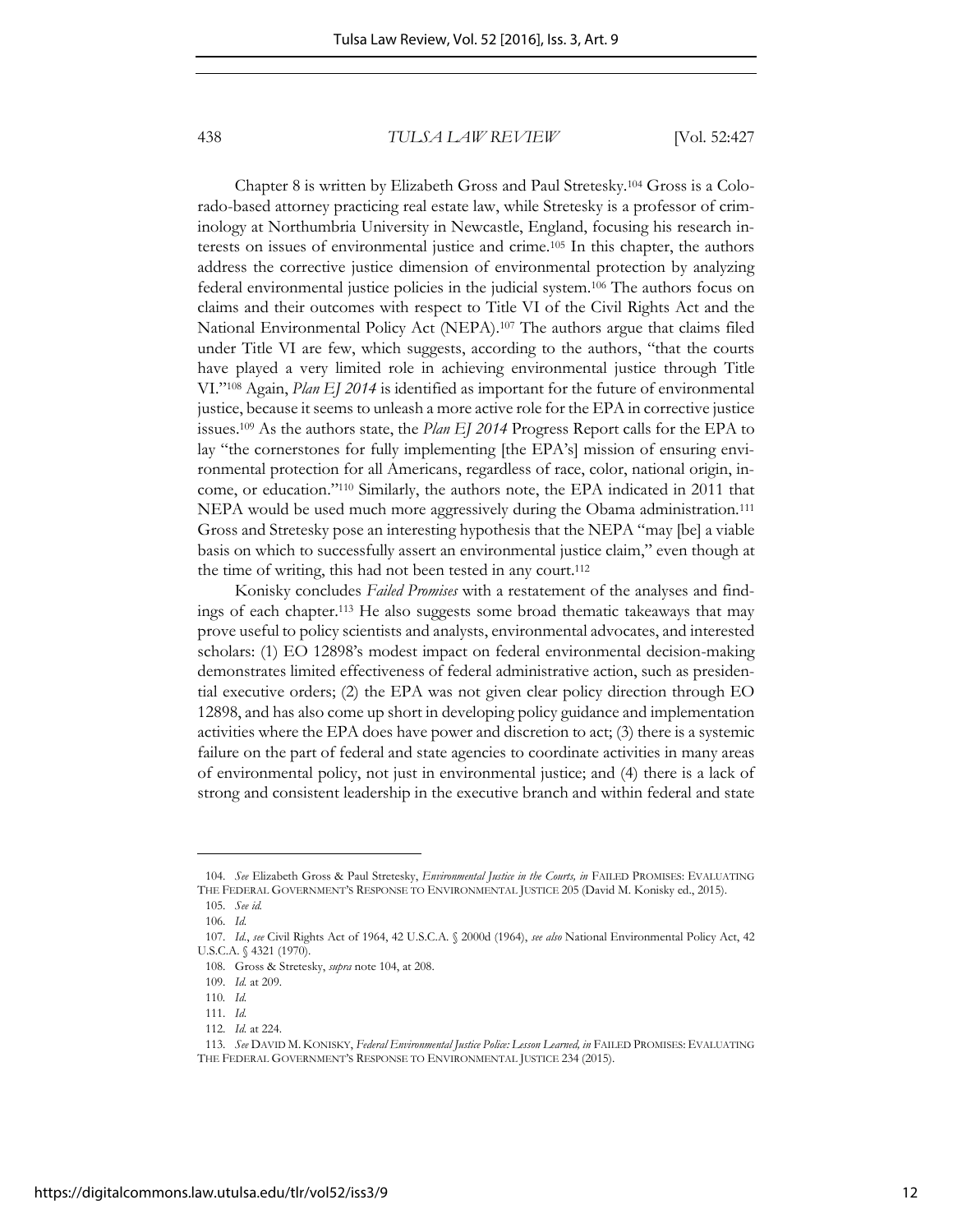Chapter 8 is written by Elizabeth Gross and Paul Stretesky.[104] Gross is a Colorado-based attorney practicing real estate law, while Stretesky is a professor of criminology at Northumbria University in Newcastle, England, focusing his research interests on issues of environmental justice and crime.[105] In this chapter, the authors address the corrective justice dimension of environmental protection by analyzing federal environmental justice policies in the judicial system.[106] The authors focus on claims and their outcomes with respect to Title VI of the Civil Rights Act and the National Environmental Policy Act (NEPA).[107] The authors argue that claims filed under Title VI are few, which suggests, according to the authors, "that the courts have played a very limited role in achieving environmental justice through Title VI."[108] Again, *Plan EJ 2014* is identified as important for the future of environmental justice, because it seems to unleash a more active role for the EPA in corrective justice issues.[109] As the authors state, the *Plan EJ 2014* Progress Report calls for the EPA to lay "the cornerstones for fully implementing [the EPA's] mission of ensuring environmental protection for all Americans, regardless of race, color, national origin, income, or education."[110] Similarly, the authors note, the EPA indicated in 2011 that NEPA would be used much more aggressively during the Obama administration.[111] Gross and Stretesky pose an interesting hypothesis that the NEPA "may [be] a viable basis on which to successfully assert an environmental justice claim," even though at the time of writing, this had not been tested in any court.[112]

Konisky concludes *Failed Promises* with a restatement of the analyses and findings of each chapter.[113] He also suggests some broad thematic takeaways that may prove useful to policy scientists and analysts, environmental advocates, and interested scholars: (1) EO 12898's modest impact on federal environmental decision-making demonstrates limited effectiveness of federal administrative action, such as presidential executive orders; (2) the EPA was not given clear policy direction through EO 12898, and has also come up short in developing policy guidance and implementation activities where the EPA does have power and discretion to act; (3) there is a systemic failure on the part of federal and state agencies to coordinate activities in many areas of environmental policy, not just in environmental justice; and (4) there is a lack of strong and consistent leadership in the executive branch and within federal and state

---

104. *See* Elizabeth Gross & Paul Stretesky, *Environmental Justice in the Courts, in* FAILED PROMISES: EVALUATING THE FEDERAL GOVERNMENT'S RESPONSE TO ENVIRONMENTAL JUSTICE 205 (David M. Konisky ed., 2015).

105. *See id.*

106. *Id.*

107. *Id.*, *see* Civil Rights Act of 1964, 42 U.S.C.A. § 2000d (1964), *see also* National Environmental Policy Act, 42 U.S.C.A. § 4321 (1970).

108. Gross & Stretesky, *supra* note 104, at 208.

109. *Id.* at 209.

110. *Id.*

111. *Id.*

112. *Id.* at 224.

113. *See* DAVID M. KONISKY, *Federal Environmental Justice Police: Lesson Learned, in* FAILED PROMISES: EVALUATING THE FEDERAL GOVERNMENT'S RESPONSE TO ENVIRONMENTAL JUSTICE 234 (2015).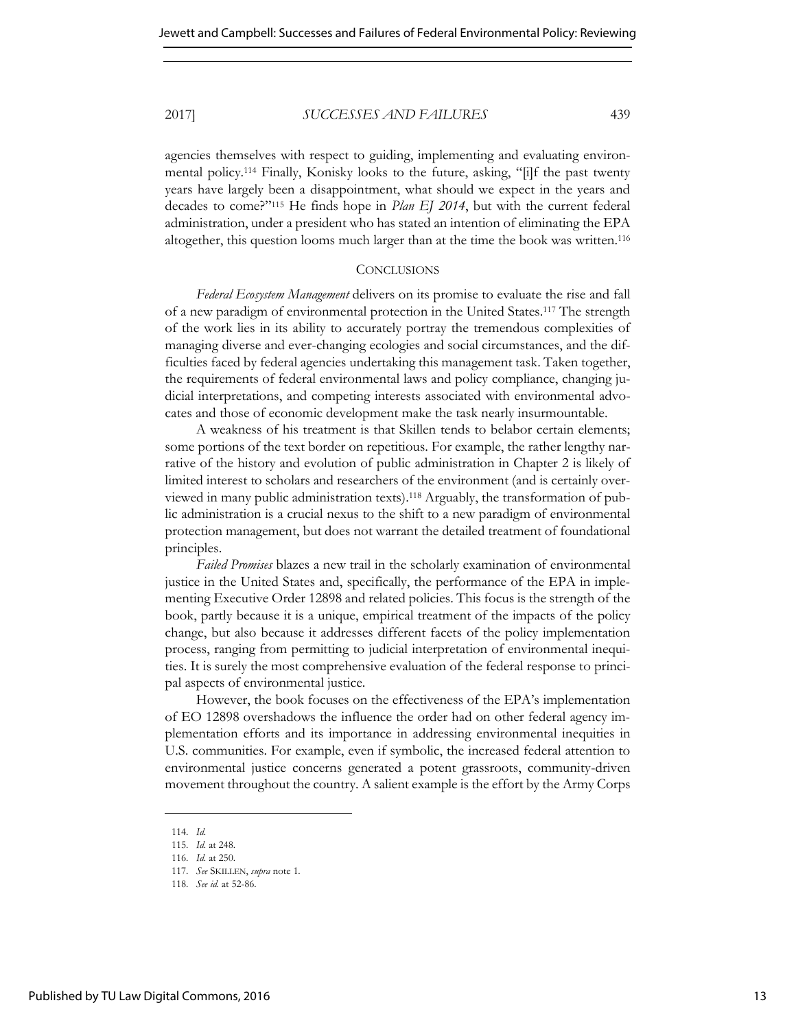agencies themselves with respect to guiding, implementing and evaluating environmental policy.[114] Finally, Konisky looks to the future, asking, "[i]f the past twenty years have largely been a disappointment, what should we expect in the years and decades to come?"[115] He finds hope in *Plan EJ 2014*, but with the current federal administration, under a president who has stated an intention of eliminating the EPA altogether, this question looms much larger than at the time the book was written.[116]

## CONCLUSIONS

*Federal Ecosystem Management* delivers on its promise to evaluate the rise and fall of a new paradigm of environmental protection in the United States.[117] The strength of the work lies in its ability to accurately portray the tremendous complexities of managing diverse and ever-changing ecologies and social circumstances, and the difficulties faced by federal agencies undertaking this management task. Taken together, the requirements of federal environmental laws and policy compliance, changing judicial interpretations, and competing interests associated with environmental advocates and those of economic development make the task nearly insurmountable.

A weakness of his treatment is that Skillen tends to belabor certain elements; some portions of the text border on repetitious. For example, the rather lengthy narrative of the history and evolution of public administration in Chapter 2 is likely of limited interest to scholars and researchers of the environment (and is certainly overviewed in many public administration texts).[118] Arguably, the transformation of public administration is a crucial nexus to the shift to a new paradigm of environmental protection management, but does not warrant the detailed treatment of foundational principles.

*Failed Promises* blazes a new trail in the scholarly examination of environmental justice in the United States and, specifically, the performance of the EPA in implementing Executive Order 12898 and related policies. This focus is the strength of the book, partly because it is a unique, empirical treatment of the impacts of the policy change, but also because it addresses different facets of the policy implementation process, ranging from permitting to judicial interpretation of environmental inequities. It is surely the most comprehensive evaluation of the federal response to principal aspects of environmental justice.

However, the book focuses on the effectiveness of the EPA's implementation of EO 12898 overshadows the influence the order had on other federal agency implementation efforts and its importance in addressing environmental inequities in U.S. communities. For example, even if symbolic, the increased federal attention to environmental justice concerns generated a potent grassroots, community-driven movement throughout the country. A salient example is the effort by the Army Corps

---

114. *Id.*

115. *Id.* at 248.

116. *Id.* at 250.

117. *See* SKILLEN, *supra* note 1.

118. *See id.* at 52-86.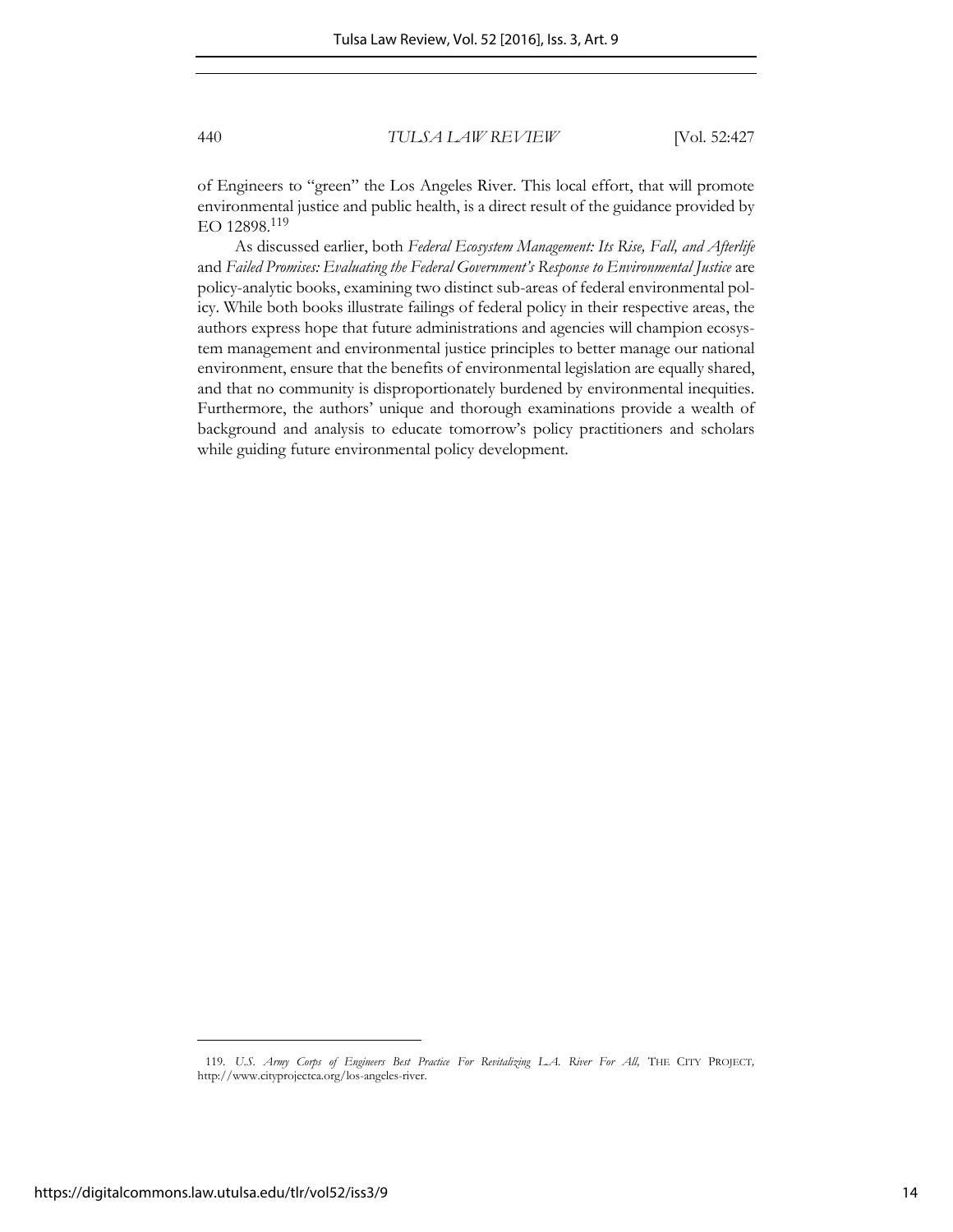of Engineers to "green" the Los Angeles River. This local effort, that will promote environmental justice and public health, is a direct result of the guidance provided by EO 12898.[119]

As discussed earlier, both *Federal Ecosystem Management: Its Rise, Fall, and Afterlife* and *Failed Promises: Evaluating the Federal Government's Response to Environmental Justice* are policy-analytic books, examining two distinct sub-areas of federal environmental policy. While both books illustrate failings of federal policy in their respective areas, the authors express hope that future administrations and agencies will champion ecosystem management and environmental justice principles to better manage our national environment, ensure that the benefits of environmental legislation are equally shared, and that no community is disproportionately burdened by environmental inequities. Furthermore, the authors' unique and thorough examinations provide a wealth of background and analysis to educate tomorrow's policy practitioners and scholars while guiding future environmental policy development.

---

119. *U.S. Army Corps of Engineers Best Practice For Revitalizing L.A. River For All*, THE CITY PROJECT, http://www.cityprojectca.org/los-angeles-river.